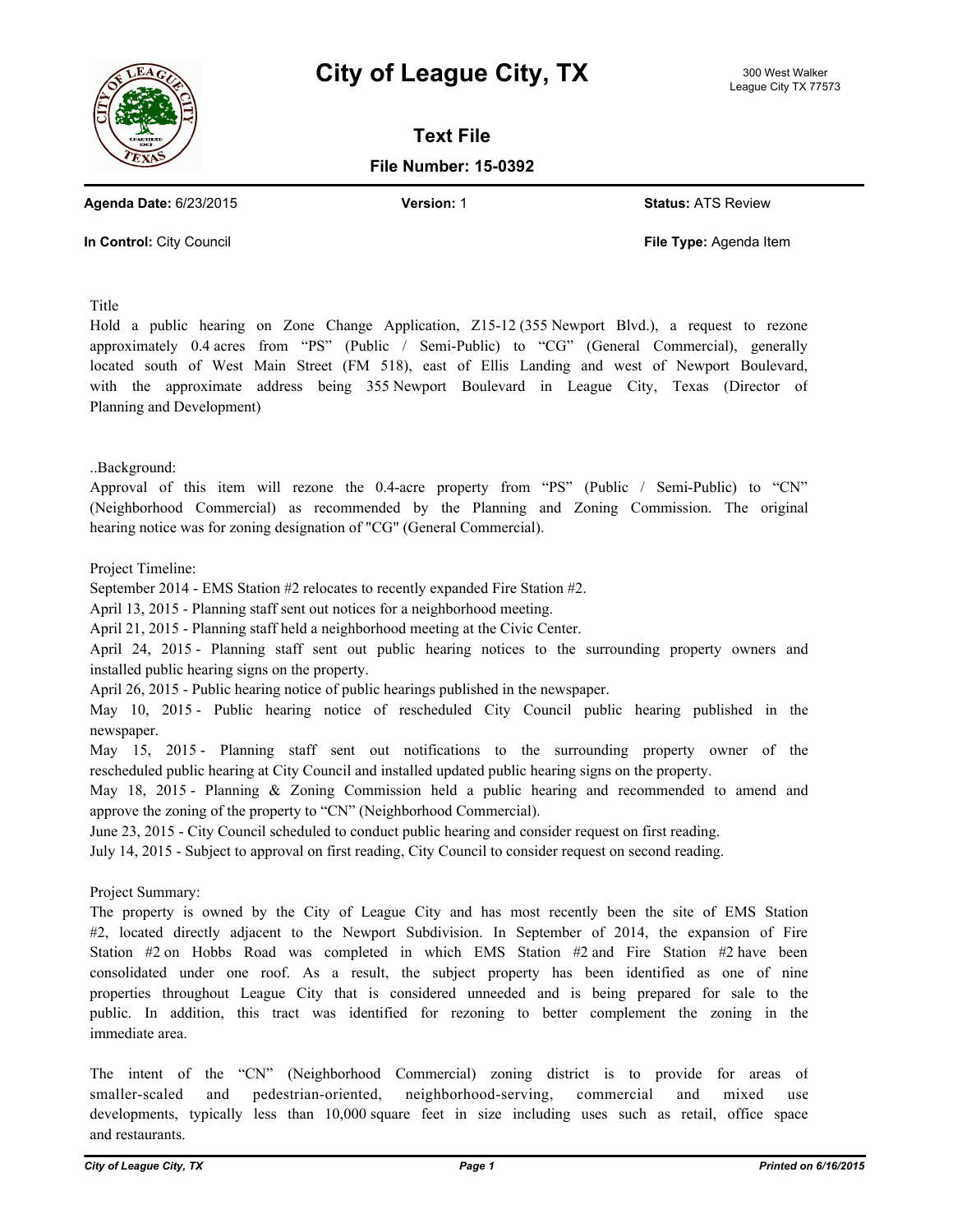# City of League City, TX

300 West Walker
League City TX 77573

## Text File

**File Number: 15-0392**

**Agenda Date:** 6/23/2015 **Version:** 1 **Status:** ATS Review

**In Control:** City Council **File Type:** Agenda Item

Title

Hold a public hearing on Zone Change Application, Z15-12 (355 Newport Blvd.), a request to rezone approximately 0.4 acres from "PS" (Public / Semi-Public) to "CG" (General Commercial), generally located south of West Main Street (FM 518), east of Ellis Landing and west of Newport Boulevard, with the approximate address being 355 Newport Boulevard in League City, Texas (Director of Planning and Development)

..Background:

Approval of this item will rezone the 0.4-acre property from "PS" (Public / Semi-Public) to "CN" (Neighborhood Commercial) as recommended by the Planning and Zoning Commission. The original hearing notice was for zoning designation of "CG" (General Commercial).

Project Timeline:

September 2014 - EMS Station #2 relocates to recently expanded Fire Station #2.

April 13, 2015 - Planning staff sent out notices for a neighborhood meeting.

April 21, 2015 - Planning staff held a neighborhood meeting at the Civic Center.

April 24, 2015 - Planning staff sent out public hearing notices to the surrounding property owners and installed public hearing signs on the property.

April 26, 2015 - Public hearing notice of public hearings published in the newspaper.

May 10, 2015 - Public hearing notice of rescheduled City Council public hearing published in the newspaper.

May 15, 2015 - Planning staff sent out notifications to the surrounding property owner of the rescheduled public hearing at City Council and installed updated public hearing signs on the property.

May 18, 2015 - Planning & Zoning Commission held a public hearing and recommended to amend and approve the zoning of the property to "CN" (Neighborhood Commercial).

June 23, 2015 - City Council scheduled to conduct public hearing and consider request on first reading.

July 14, 2015 - Subject to approval on first reading, City Council to consider request on second reading.

Project Summary:

The property is owned by the City of League City and has most recently been the site of EMS Station #2, located directly adjacent to the Newport Subdivision. In September of 2014, the expansion of Fire Station #2 on Hobbs Road was completed in which EMS Station #2 and Fire Station #2 have been consolidated under one roof. As a result, the subject property has been identified as one of nine properties throughout League City that is considered unneeded and is being prepared for sale to the public. In addition, this tract was identified for rezoning to better complement the zoning in the immediate area.

The intent of the "CN" (Neighborhood Commercial) zoning district is to provide for areas of smaller-scaled and pedestrian-oriented, neighborhood-serving, commercial and mixed use developments, typically less than 10,000 square feet in size including uses such as retail, office space and restaurants.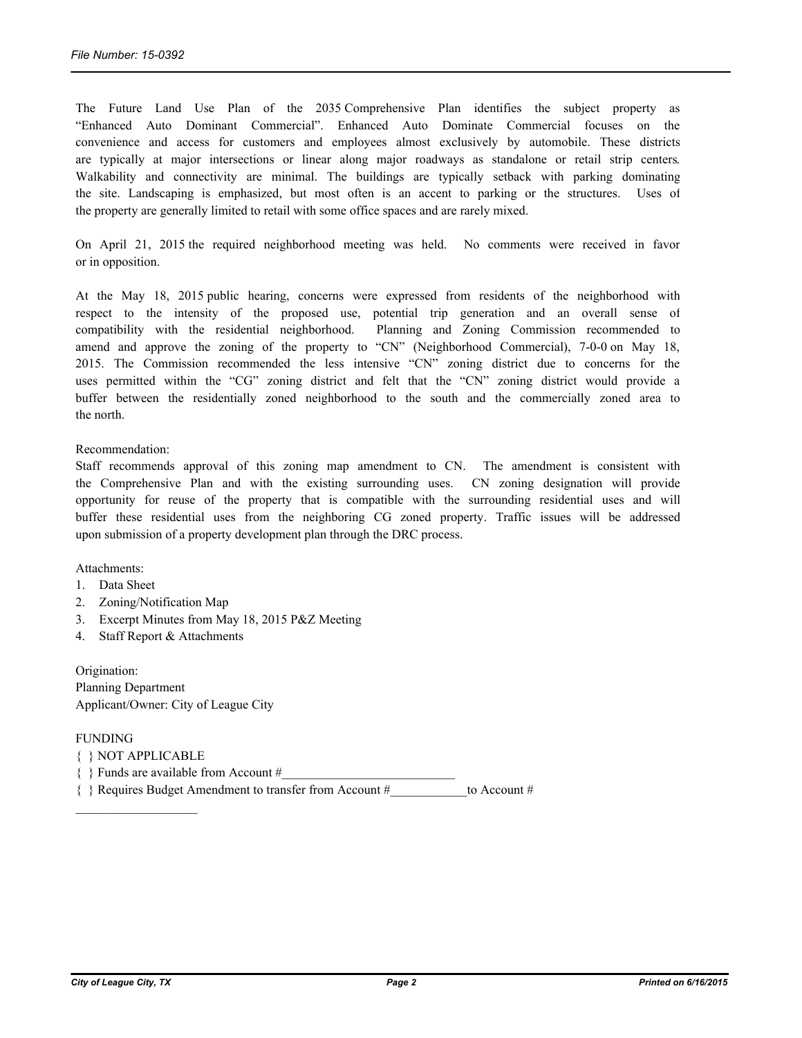The Future Land Use Plan of the 2035 Comprehensive Plan identifies the subject property as "Enhanced Auto Dominant Commercial". Enhanced Auto Dominate Commercial focuses on the convenience and access for customers and employees almost exclusively by automobile. These districts are typically at major intersections or linear along major roadways as standalone or retail strip centers. Walkability and connectivity are minimal. The buildings are typically setback with parking dominating the site. Landscaping is emphasized, but most often is an accent to parking or the structures. Uses of the property are generally limited to retail with some office spaces and are rarely mixed.

On April 21, 2015 the required neighborhood meeting was held. No comments were received in favor or in opposition.

At the May 18, 2015 public hearing, concerns were expressed from residents of the neighborhood with respect to the intensity of the proposed use, potential trip generation and an overall sense of compatibility with the residential neighborhood. Planning and Zoning Commission recommended to amend and approve the zoning of the property to "CN" (Neighborhood Commercial), 7-0-0 on May 18, 2015. The Commission recommended the less intensive "CN" zoning district due to concerns for the uses permitted within the "CG" zoning district and felt that the "CN" zoning district would provide a buffer between the residentially zoned neighborhood to the south and the commercially zoned area to the north.

Recommendation:
Staff recommends approval of this zoning map amendment to CN. The amendment is consistent with the Comprehensive Plan and with the existing surrounding uses. CN zoning designation will provide opportunity for reuse of the property that is compatible with the surrounding residential uses and will buffer these residential uses from the neighboring CG zoned property. Traffic issues will be addressed upon submission of a property development plan through the DRC process.

Attachments:
1. Data Sheet
2. Zoning/Notification Map
3. Excerpt Minutes from May 18, 2015 P&Z Meeting
4. Staff Report & Attachments

Origination:
Planning Department
Applicant/Owner: City of League City

FUNDING
{ } NOT APPLICABLE
{ } Funds are available from Account #___________________________
{ } Requires Budget Amendment to transfer from Account #____________to Account #
___________________